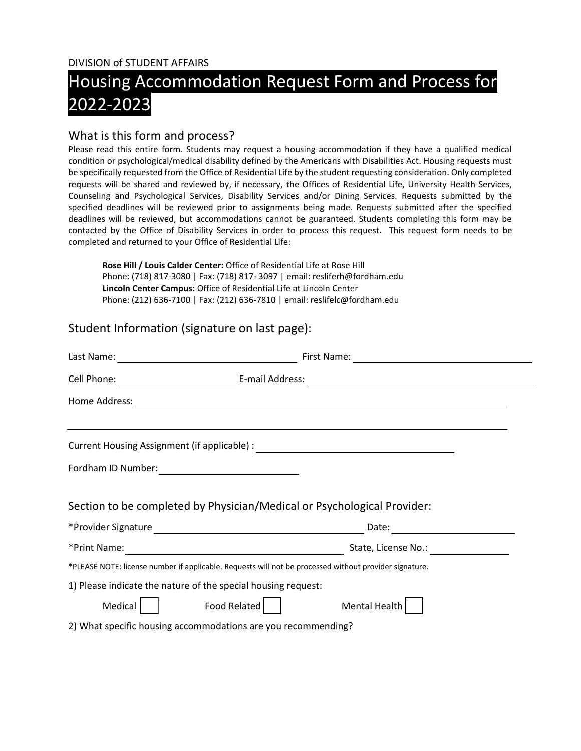DIVISION of STUDENT AFFAIRS

# Housing Accommodation Request Form and Process for 2022-2023

## What is this form and process?

Please read this entire form. Students may request a housing accommodation if they have a qualified medical condition or psychological/medical disability defined by the Americans with Disabilities Act. Housing requests must be specifically requested from the Office of Residential Life by the student requesting consideration. Only completed requests will be shared and reviewed by, if necessary, the Offices of Residential Life, University Health Services, Counseling and Psychological Services, Disability Services and/or Dining Services. Requests submitted by the specified deadlines will be reviewed prior to assignments being made. Requests submitted after the specified deadlines will be reviewed, but accommodations cannot be guaranteed. Students completing this form may be contacted by the Office of Disability Services in order to process this request. This request form needs to be completed and returned to your Office of Residential Life:

**Rose Hill / Louis Calder Center:** Office of Residential Life at Rose Hill
Phone: (718) 817-3080 | Fax: (718) 817- 3097 | email: resliferh@fordham.edu
**Lincoln Center Campus:** Office of Residential Life at Lincoln Center
Phone: (212) 636-7100 | Fax: (212) 636-7810 | email: reslifelc@fordham.edu

## Student Information (signature on last page):

Last Name: ______________________ First Name: ______________________

Cell Phone: ______________ E-mail Address: ______________________

Home Address: ______________________________________________

______________________________________________

Current Housing Assignment (if applicable) : ______________________

Fordham ID Number: ________________

## Section to be completed by Physician/Medical or Psychological Provider:

*Provider Signature ______________________ Date: ______________

*Print Name: ______________________ State, License No.: __________

*PLEASE NOTE: license number if applicable. Requests will not be processed without provider signature.

1) Please indicate the nature of the special housing request:

Medical ☐ Food Related ☐ Mental Health ☐

2) What specific housing accommodations are you recommending?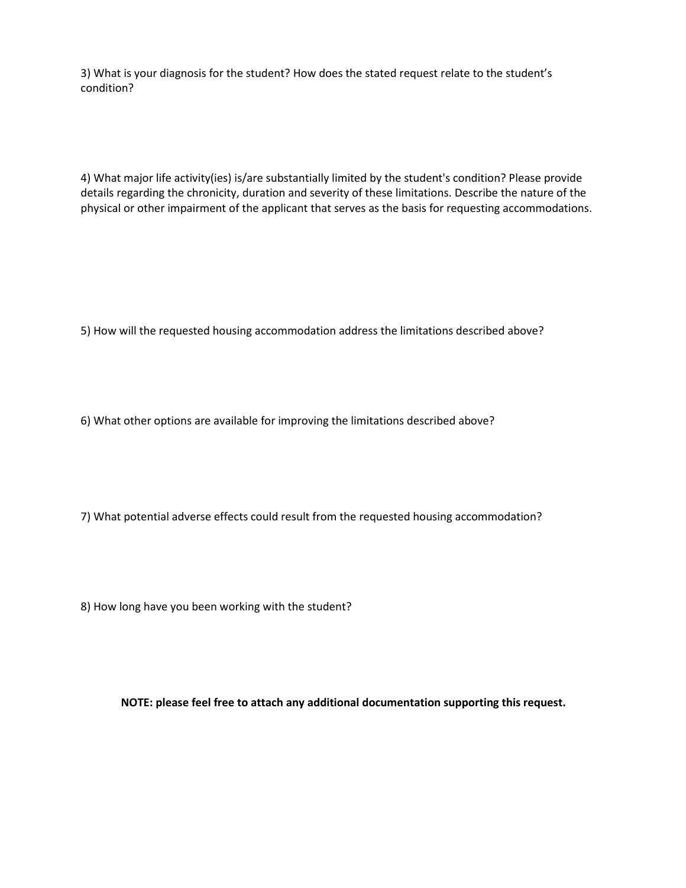3) What is your diagnosis for the student? How does the stated request relate to the student's condition?

4) What major life activity(ies) is/are substantially limited by the student's condition? Please provide details regarding the chronicity, duration and severity of these limitations. Describe the nature of the physical or other impairment of the applicant that serves as the basis for requesting accommodations.

5) How will the requested housing accommodation address the limitations described above?

6) What other options are available for improving the limitations described above?

7) What potential adverse effects could result from the requested housing accommodation?

8) How long have you been working with the student?

**NOTE: please feel free to attach any additional documentation supporting this request.**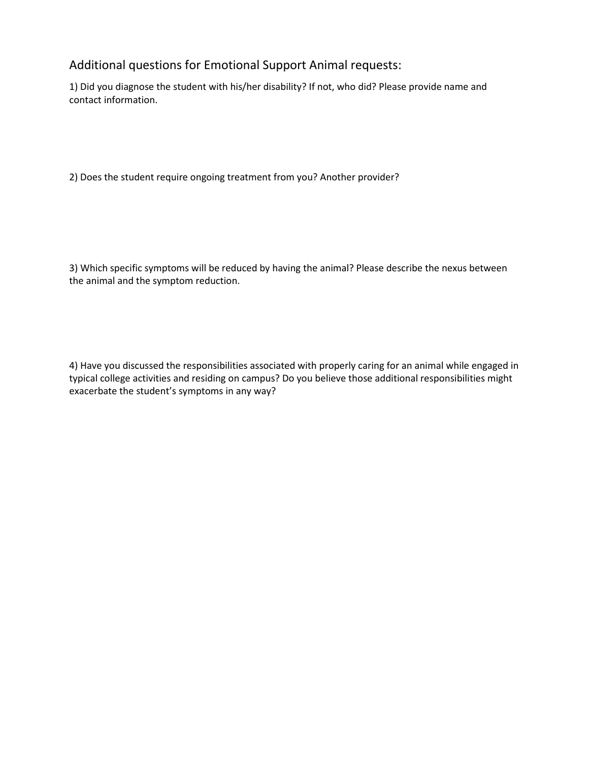## Additional questions for Emotional Support Animal requests:

1) Did you diagnose the student with his/her disability? If not, who did? Please provide name and contact information.

2) Does the student require ongoing treatment from you? Another provider?

3) Which specific symptoms will be reduced by having the animal? Please describe the nexus between the animal and the symptom reduction.

4) Have you discussed the responsibilities associated with properly caring for an animal while engaged in typical college activities and residing on campus? Do you believe those additional responsibilities might exacerbate the student's symptoms in any way?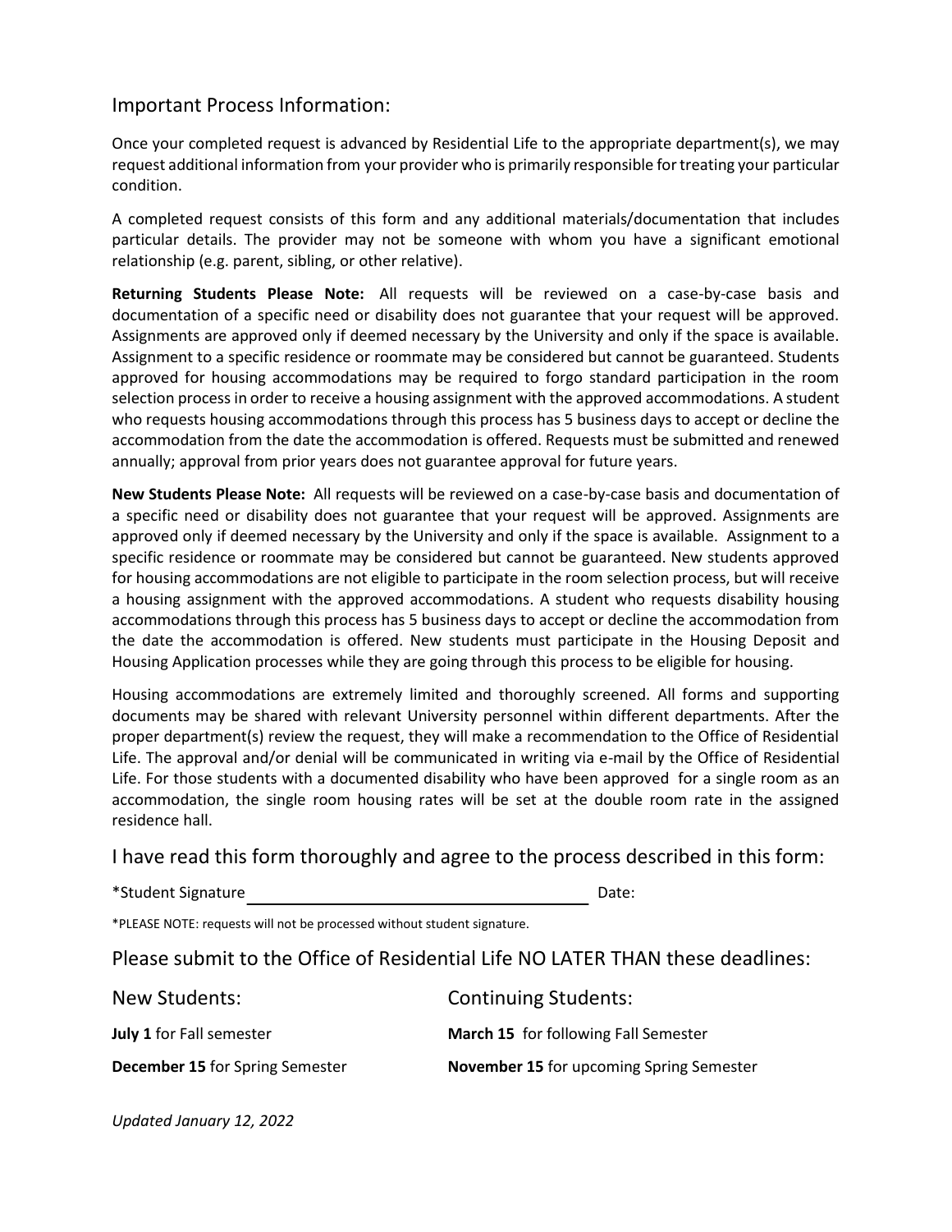## Important Process Information:

Once your completed request is advanced by Residential Life to the appropriate department(s), we may request additional information from your provider who is primarily responsible for treating your particular condition.

A completed request consists of this form and any additional materials/documentation that includes particular details. The provider may not be someone with whom you have a significant emotional relationship (e.g. parent, sibling, or other relative).

**Returning Students Please Note:** All requests will be reviewed on a case-by-case basis and documentation of a specific need or disability does not guarantee that your request will be approved. Assignments are approved only if deemed necessary by the University and only if the space is available. Assignment to a specific residence or roommate may be considered but cannot be guaranteed. Students approved for housing accommodations may be required to forgo standard participation in the room selection process in order to receive a housing assignment with the approved accommodations. A student who requests housing accommodations through this process has 5 business days to accept or decline the accommodation from the date the accommodation is offered. Requests must be submitted and renewed annually; approval from prior years does not guarantee approval for future years.

**New Students Please Note:** All requests will be reviewed on a case-by-case basis and documentation of a specific need or disability does not guarantee that your request will be approved. Assignments are approved only if deemed necessary by the University and only if the space is available. Assignment to a specific residence or roommate may be considered but cannot be guaranteed. New students approved for housing accommodations are not eligible to participate in the room selection process, but will receive a housing assignment with the approved accommodations. A student who requests disability housing accommodations through this process has 5 business days to accept or decline the accommodation from the date the accommodation is offered. New students must participate in the Housing Deposit and Housing Application processes while they are going through this process to be eligible for housing.

Housing accommodations are extremely limited and thoroughly screened. All forms and supporting documents may be shared with relevant University personnel within different departments. After the proper department(s) review the request, they will make a recommendation to the Office of Residential Life. The approval and/or denial will be communicated in writing via e-mail by the Office of Residential Life. For those students with a documented disability who have been approved for a single room as an accommodation, the single room housing rates will be set at the double room rate in the assigned residence hall.

## I have read this form thoroughly and agree to the process described in this form:

*Student Signature ______________________________ Date:

*PLEASE NOTE: requests will not be processed without student signature.

## Please submit to the Office of Residential Life NO LATER THAN these deadlines:

| New Students: | Continuing Students: |
|---|---|
| **July 1** for Fall semester | **March 15** for following Fall Semester |
| **December 15** for Spring Semester | **November 15** for upcoming Spring Semester |

*Updated January 12, 2022*